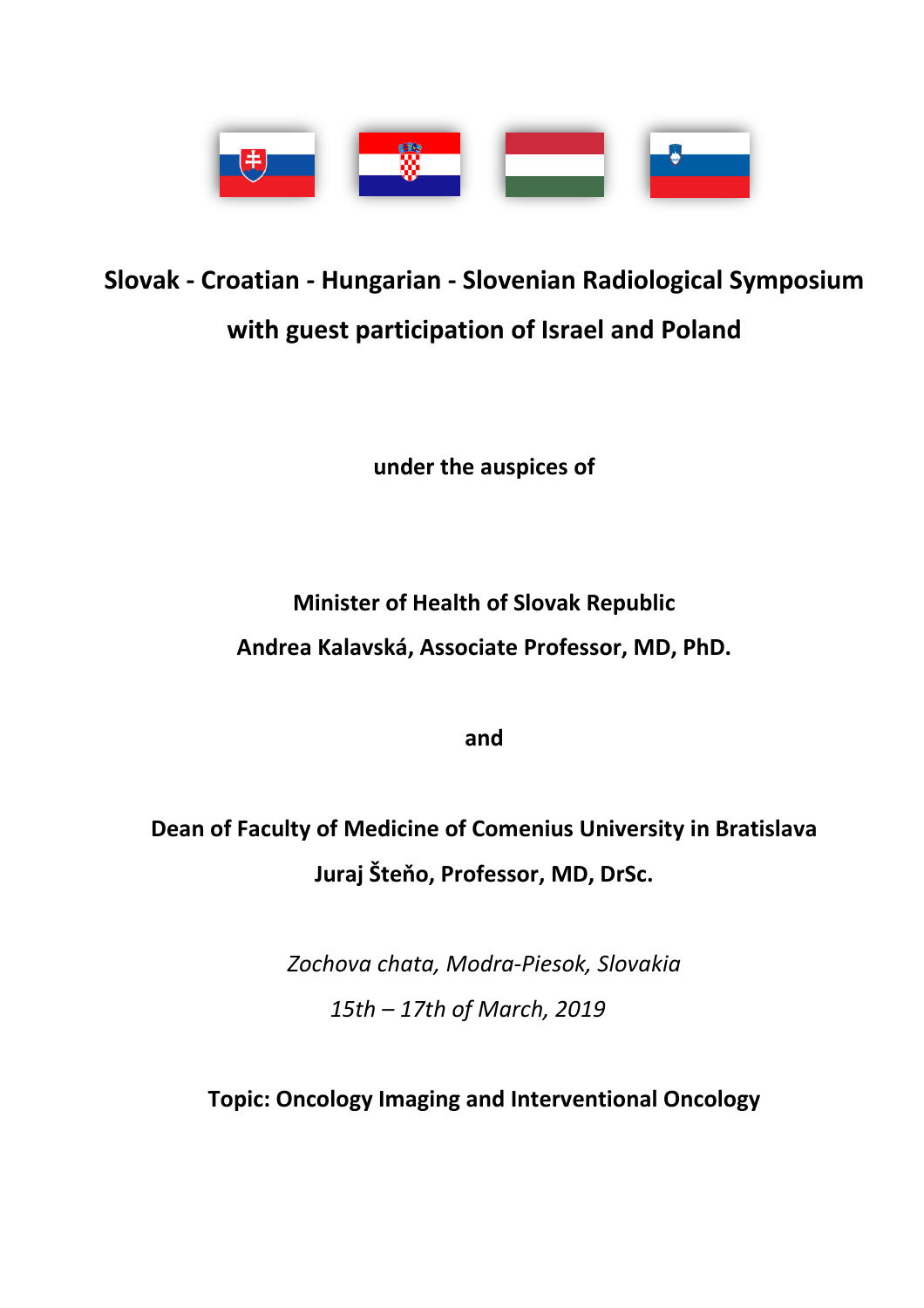# Slovak - Croatian - Hungarian - Slovenian Radiological Symposium with guest participation of Israel and Poland

**under the auspices of**

**Minister of Health of Slovak Republic**

**Andrea Kalavská, Associate Professor, MD, PhD.**

**and**

**Dean of Faculty of Medicine of Comenius University in Bratislava**

**Juraj Šteňo, Professor, MD, DrSc.**

*Zochova chata, Modra-Piesok, Slovakia*

*15th – 17th of March, 2019*

**Topic: Oncology Imaging and Interventional Oncology**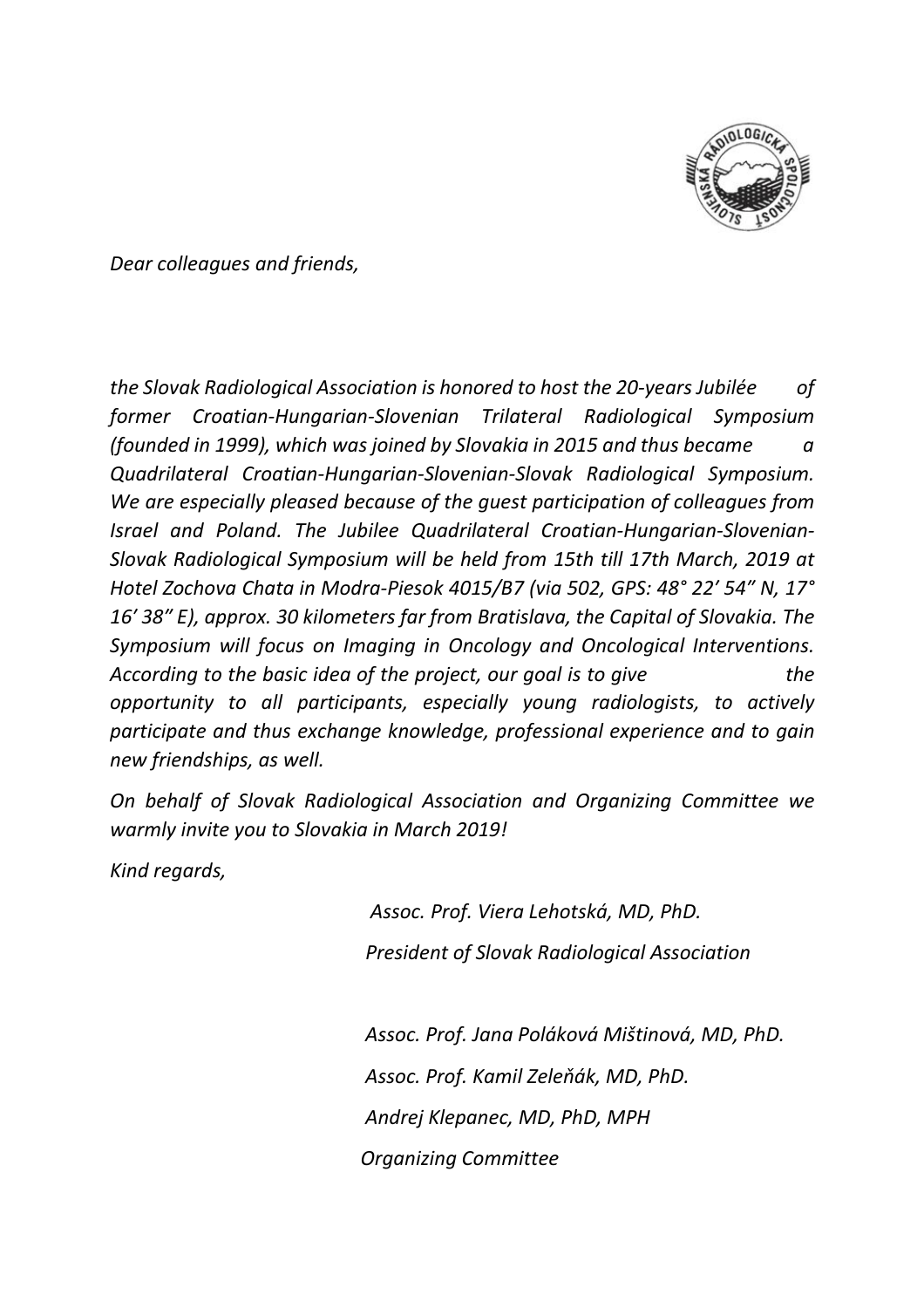*Dear colleagues and friends,*

*the Slovak Radiological Association is honored to host the 20-years Jubilée of former Croatian-Hungarian-Slovenian Trilateral Radiological Symposium (founded in 1999), which was joined by Slovakia in 2015 and thus became a Quadrilateral Croatian-Hungarian-Slovenian-Slovak Radiological Symposium. We are especially pleased because of the guest participation of colleagues from Israel and Poland. The Jubilee Quadrilateral Croatian-Hungarian-Slovenian-Slovak Radiological Symposium will be held from 15th till 17th March, 2019 at Hotel Zochova Chata in Modra-Piesok 4015/B7 (via 502, GPS: 48° 22' 54" N, 17° 16' 38" E), approx. 30 kilometers far from Bratislava, the Capital of Slovakia. The Symposium will focus on Imaging in Oncology and Oncological Interventions. According to the basic idea of the project, our goal is to give the opportunity to all participants, especially young radiologists, to actively participate and thus exchange knowledge, professional experience and to gain new friendships, as well.*

*On behalf of Slovak Radiological Association and Organizing Committee we warmly invite you to Slovakia in March 2019!*

*Kind regards,*

*Assoc. Prof. Viera Lehotská, MD, PhD.*
*President of Slovak Radiological Association*

*Assoc. Prof. Jana Poláková Mištinová, MD, PhD.*
*Assoc. Prof. Kamil Zeleňák, MD, PhD.*
*Andrej Klepanec, MD, PhD, MPH*
*Organizing Committee*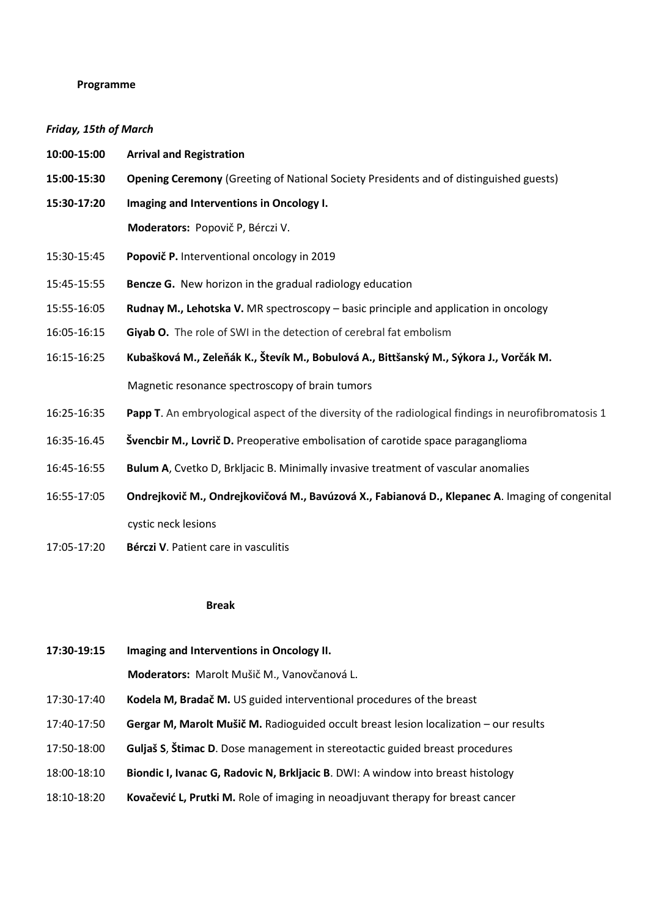**Programme**

***Friday, 15th of March***

**10:00-15:00** **Arrival and Registration**

**15:00-15:30** **Opening Ceremony** (Greeting of National Society Presidents and of distinguished guests)

**15:30-17:20** **Imaging and Interventions in Oncology I.**

**Moderators:** Popovič P, Bérczi V.

15:30-15:45 **Popovič P.** Interventional oncology in 2019

15:45-15:55 **Bencze G.** New horizon in the gradual radiology education

15:55-16:05 **Rudnay M., Lehotska V.** MR spectroscopy – basic principle and application in oncology

16:05-16:15 **Giyab O.** The role of SWI in the detection of cerebral fat embolism

16:15-16:25 **Kubašková M., Zeleňák K., Števík M., Bobulová A., Bittšanský M., Sýkora J., Vorčák M.** Magnetic resonance spectroscopy of brain tumors

16:25-16:35 **Papp T**. An embryological aspect of the diversity of the radiological findings in neurofibromatosis 1

16:35-16.45 **Švencbir M., Lovrič D.** Preoperative embolisation of carotide space paraganglioma

16:45-16:55 **Bulum A**, Cvetko D, Brkljacic B. Minimally invasive treatment of vascular anomalies

16:55-17:05 **Ondrejkovič M., Ondrejkovičová M., Bavúzová X., Fabianová D., Klepanec A**. Imaging of congenital cystic neck lesions

17:05-17:20 **Bérczi V**. Patient care in vasculitis

**Break**

**17:30-19:15** **Imaging and Interventions in Oncology II.**

**Moderators:** Marolt Mušič M., Vanovčanová L.

17:30-17:40 **Kodela M, Bradač M.** US guided interventional procedures of the breast

17:40-17:50 **Gergar M, Marolt Mušič M.** Radioguided occult breast lesion localization – our results

17:50-18:00 **Guljaš S**, **Štimac D**. Dose management in stereotactic guided breast procedures

18:00-18:10 **Biondic I, Ivanac G, Radovic N, Brkljacic B**. DWI: A window into breast histology

18:10-18:20 **Kovačević L, Prutki M.** Role of imaging in neoadjuvant therapy for breast cancer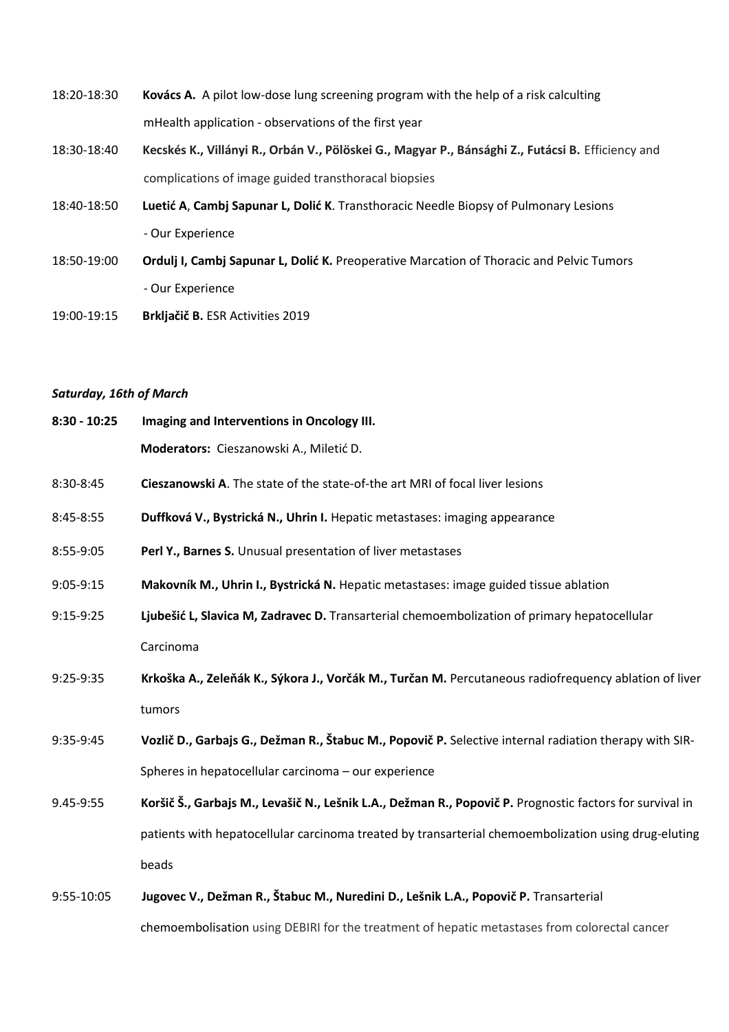18:20-18:30 **Kovács A.** A pilot low-dose lung screening program with the help of a risk calculting mHealth application - observations of the first year

18:30-18:40 **Kecskés K., Villányi R., Orbán V., Pölöskei G., Magyar P., Bánsághi Z., Futácsi B.** Efficiency and complications of image guided transthoracal biopsies

18:40-18:50 **Luetić A**, **Cambj Sapunar L, Dolić K**. Transthoracic Needle Biopsy of Pulmonary Lesions - Our Experience

18:50-19:00 **Ordulj I, Cambj Sapunar L, Dolić K.** Preoperative Marcation of Thoracic and Pelvic Tumors - Our Experience

19:00-19:15 **Brkljačič B.** ESR Activities 2019

***Saturday, 16th of March***

**8:30 - 10:25 Imaging and Interventions in Oncology III.**

**Moderators:** Cieszanowski A., Miletić D.

8:30-8:45 **Cieszanowski A**. The state of the state-of-the art MRI of focal liver lesions

8:45-8:55 **Duffková V., Bystrická N., Uhrin I.** Hepatic metastases: imaging appearance

8:55-9:05 **Perl Y., Barnes S.** Unusual presentation of liver metastases

9:05-9:15 **Makovník M., Uhrin I., Bystrická N.** Hepatic metastases: image guided tissue ablation

9:15-9:25 **Ljubešić L, Slavica M, Zadravec D.** Transarterial chemoembolization of primary hepatocellular Carcinoma

9:25-9:35 **Krkoška A., Zeleňák K., Sýkora J., Vorčák M., Turčan M.** Percutaneous radiofrequency ablation of liver tumors

9:35-9:45 **Vozlič D., Garbajs G., Dežman R., Štabuc M., Popovič P.** Selective internal radiation therapy with SIR-Spheres in hepatocellular carcinoma – our experience

9.45-9:55 **Koršič Š., Garbajs M., Levašič N., Lešnik L.A., Dežman R., Popovič P.** Prognostic factors for survival in patients with hepatocellular carcinoma treated by transarterial chemoembolization using drug-eluting beads

9:55-10:05 **Jugovec V., Dežman R., Štabuc M., Nuredini D., Lešnik L.A., Popovič P.** Transarterial chemoembolisation using DEBIRI for the treatment of hepatic metastases from colorectal cancer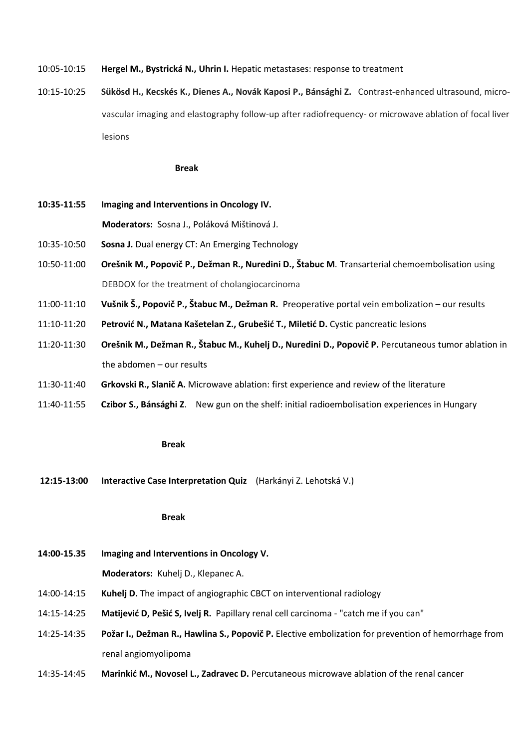10:05-10:15 **Hergel M., Bystrická N., Uhrin I.** Hepatic metastases: response to treatment

10:15-10:25 **Sükösd H., Kecskés K., Dienes A., Novák Kaposi P., Bánsághi Z.** Contrast-enhanced ultrasound, micro-vascular imaging and elastography follow-up after radiofrequency- or microwave ablation of focal liver lesions

**Break**

**10:35-11:55 Imaging and Interventions in Oncology IV.**

**Moderators:** Sosna J., Poláková Mištinová J.

10:35-10:50 **Sosna J.** Dual energy CT: An Emerging Technology

10:50-11:00 **Orešnik M., Popovič P., Dežman R., Nuredini D., Štabuc M**. Transarterial chemoembolisation using DEBDOX for the treatment of cholangiocarcinoma

11:00-11:10 **Vušnik Š., Popovič P., Štabuc M., Dežman R.** Preoperative portal vein embolization – our results

11:10-11:20 **Petrović N., Matana Kašetelan Z., Grubešić T., Miletić D.** Cystic pancreatic lesions

11:20-11:30 **Orešnik M., Dežman R., Štabuc M., Kuhelj D., Nuredini D., Popovič P.** Percutaneous tumor ablation in the abdomen – our results

11:30-11:40 **Grkovski R., Slanič A.** Microwave ablation: first experience and review of the literature

11:40-11:55 **Czibor S., Bánsághi Z**. New gun on the shelf: initial radioembolisation experiences in Hungary

**Break**

**12:15-13:00 Interactive Case Interpretation Quiz** (Harkányi Z. Lehotská V.)

**Break**

**14:00-15.35 Imaging and Interventions in Oncology V.**

**Moderators:** Kuhelj D., Klepanec A.

14:00-14:15 **Kuhelj D.** The impact of angiographic CBCT on interventional radiology

14:15-14:25 **Matijević D, Pešić S, Ivelj R.** Papillary renal cell carcinoma - "catch me if you can"

14:25-14:35 **Požar I., Dežman R., Hawlina S., Popovič P.** Elective embolization for prevention of hemorrhage from renal angiomyolipoma

14:35-14:45 **Marinkić M., Novosel L., Zadravec D.** Percutaneous microwave ablation of the renal cancer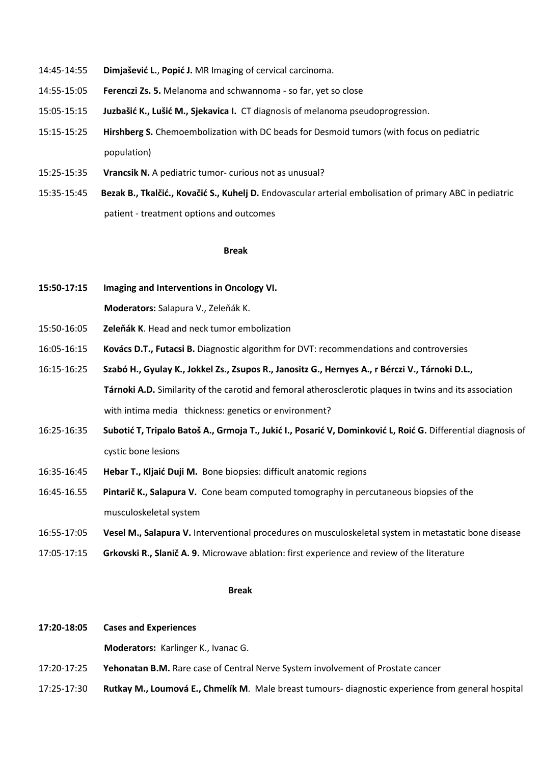14:45-14:55 **Dimjašević L.**, **Popić J.** MR Imaging of cervical carcinoma.

14:55-15:05 **Ferenczi Zs. 5.** Melanoma and schwannoma - so far, yet so close

15:05-15:15 **Juzbašić K., Lušić M., Sjekavica I.** CT diagnosis of melanoma pseudoprogression.

15:15-15:25 **Hirshberg S.** Chemoembolization with DC beads for Desmoid tumors (with focus on pediatric population)

15:25-15:35 **Vrancsik N.** A pediatric tumor- curious not as unusual?

15:35-15:45 **Bezak B., Tkalčić., Kovačić S., Kuhelj D.** Endovascular arterial embolisation of primary ABC in pediatric patient - treatment options and outcomes

**Break**

**15:50-17:15 Imaging and Interventions in Oncology VI.**

**Moderators:** Salapura V., Zeleňák K.

15:50-16:05 **Zeleňák K**. Head and neck tumor embolization

16:05-16:15 **Kovács D.T., Futacsi B.** Diagnostic algorithm for DVT: recommendations and controversies

16:15-16:25 **Szabó H., Gyulay K., Jokkel Zs., Zsupos R., Janositz G., Hernyes A., r Bérczi V., Tárnoki D.L., Tárnoki A.D.** Similarity of the carotid and femoral atherosclerotic plaques in twins and its association with intima media thickness: genetics or environment?

16:25-16:35 **Subotić T, Tripalo Batoš A., Grmoja T., Jukić I., Posarić V, Dominković L, Roić G.** Differential diagnosis of cystic bone lesions

16:35-16:45 **Hebar T., Kljaić Duji M.** Bone biopsies: difficult anatomic regions

16:45-16.55 **Pintarič K., Salapura V.** Cone beam computed tomography in percutaneous biopsies of the musculoskeletal system

16:55-17:05 **Vesel M., Salapura V.** Interventional procedures on musculoskeletal system in metastatic bone disease

17:05-17:15 **Grkovski R., Slanič A. 9.** Microwave ablation: first experience and review of the literature

**Break**

**17:20-18:05 Cases and Experiences**

**Moderators:** Karlinger K., Ivanac G.

17:20-17:25 **Yehonatan B.M.** Rare case of Central Nerve System involvement of Prostate cancer

17:25-17:30 **Rutkay M., Loumová E., Chmelík M**. Male breast tumours- diagnostic experience from general hospital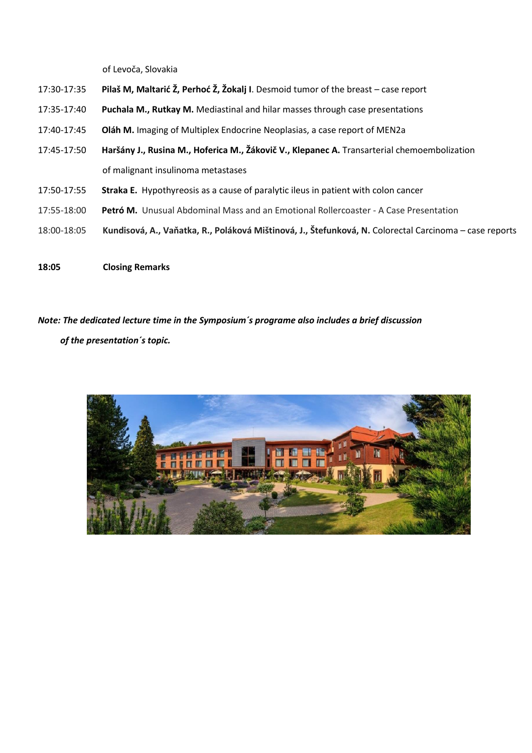of Levoča, Slovakia

17:30-17:35 **Pilaš M, Maltarić Ž, Perhoć Ž, Žokalj I**. Desmoid tumor of the breast – case report

17:35-17:40 **Puchala M., Rutkay M.** Mediastinal and hilar masses through case presentations

17:40-17:45 **Oláh M.** Imaging of Multiplex Endocrine Neoplasias, a case report of MEN2a

17:45-17:50 **Haršány J., Rusina M., Hoferica M., Žákovič V., Klepanec A.** Transarterial chemoembolization of malignant insulinoma metastases

17:50-17:55 **Straka E.** Hypothyreosis as a cause of paralytic ileus in patient with colon cancer

17:55-18:00 **Petró M.** Unusual Abdominal Mass and an Emotional Rollercoaster - A Case Presentation

18:00-18:05 **Kundisová, A., Vaňatka, R., Poláková Mištinová, J., Štefunková, N.** Colorectal Carcinoma – case reports

**18:05 Closing Remarks**

***Note: The dedicated lecture time in the Symposium´s programe also includes a brief discussion of the presentation´s topic.***